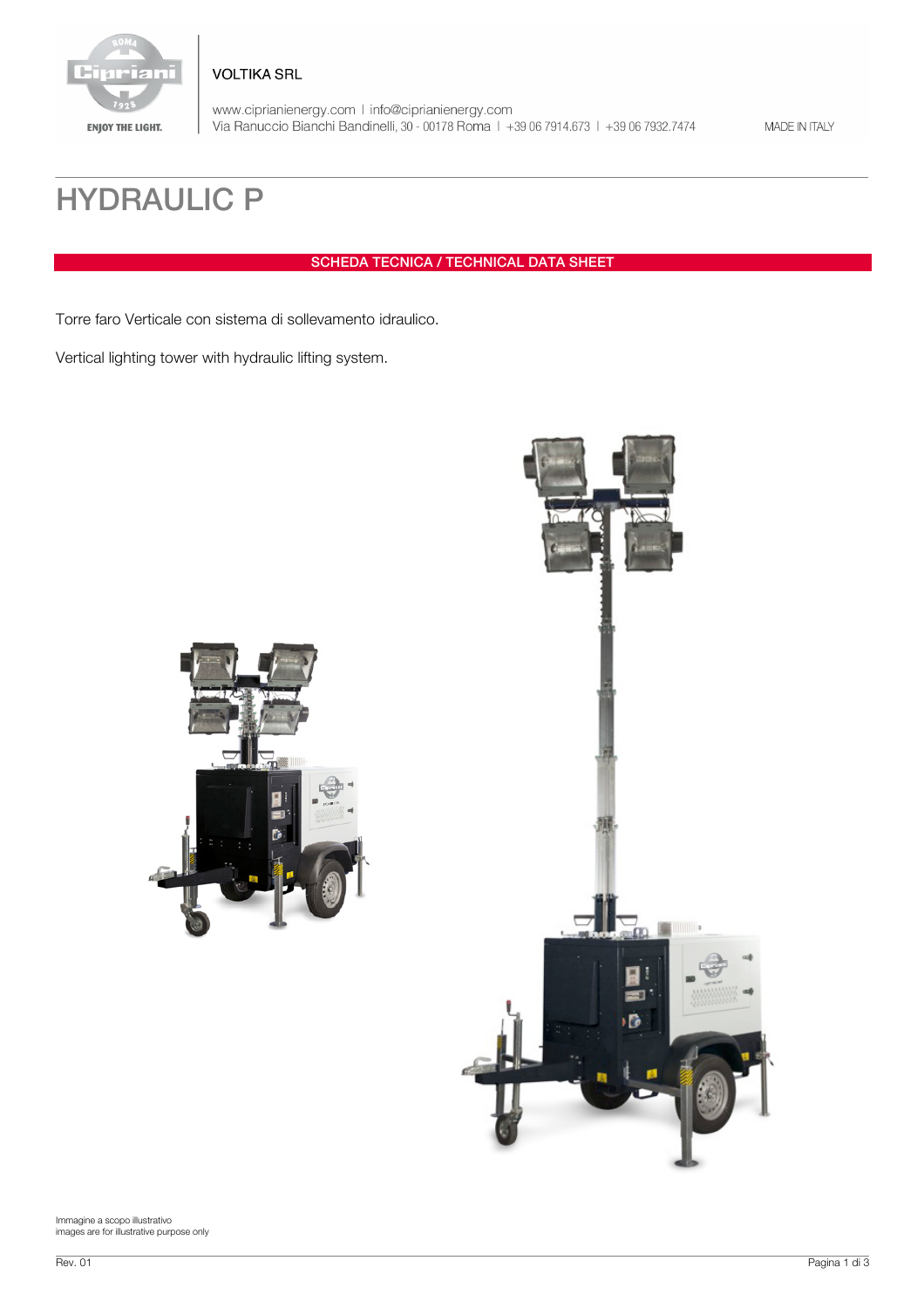VOLTIKA SRL

www.ciprianienergy.com | info@ciprianienergy.com
Via Ranuccio Bianchi Bandinelli, 30 - 00178 Roma | +39 06 7914.673 | +39 06 7932.7474

MADE IN ITALY

# HYDRAULIC P

## SCHEDA TECNICA / TECHNICAL DATA SHEET

Torre faro Verticale con sistema di sollevamento idraulico.

Vertical lighting tower with hydraulic lifting system.

Immagine a scopo illustrativo
images are for illustrative purpose only

Rev. 01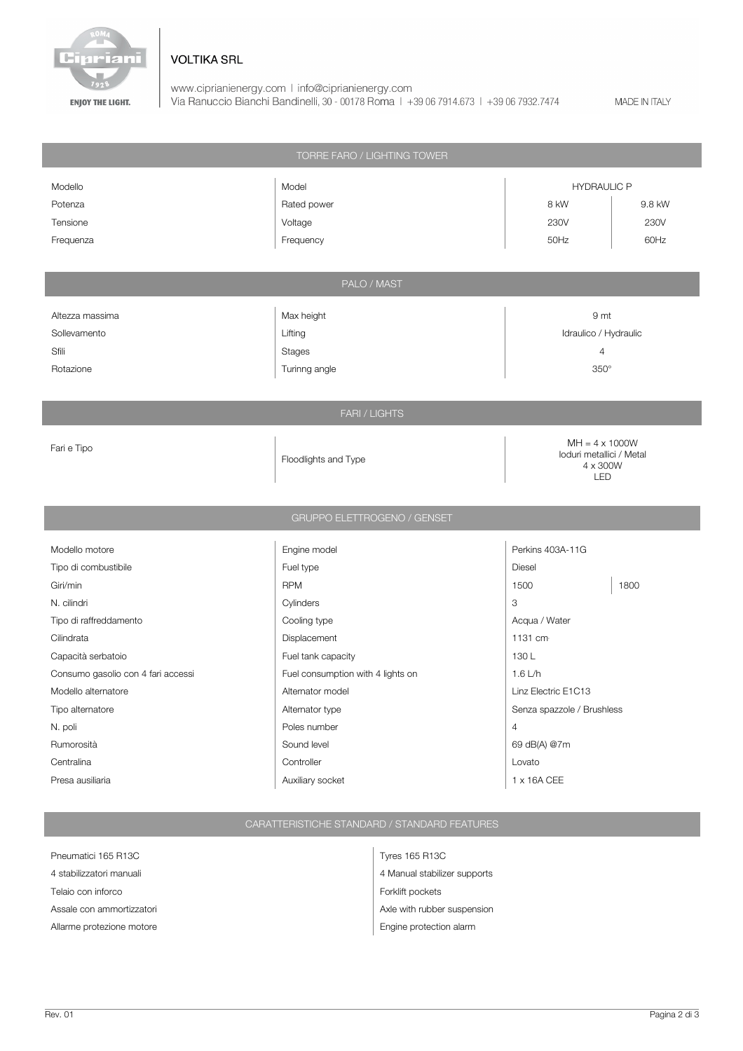VOLTIKA SRL

www.ciprianienergy.com | info@ciprianienergy.com
Via Ranuccio Bianchi Bandinelli, 30 - 00178 Roma | +39 06 7914.673 | +39 06 7932.7474

MADE IN ITALY

## TORRE FARO / LIGHTING TOWER

| | | | |
|---|---|---|---|
| Modello | Model | HYDRAULIC P | |
| Potenza | Rated power | 8 kW | 9.8 kW |
| Tensione | Voltage | 230V | 230V |
| Frequenza | Frequency | 50Hz | 60Hz |

## PALO / MAST

| | | |
|---|---|---|
| Altezza massima | Max height | 9 mt |
| Sollevamento | Lifting | Idraulico / Hydraulic |
| Sfili | Stages | 4 |
| Rotazione | Turinng angle | 350° |

## FARI / LIGHTS

| | | |
|---|---|---|
| Fari e Tipo | Floodlights and Type | MH = 4 x 1000W Ioduri metallici / Metal<br>4 x 300W LED |

## GRUPPO ELETTROGENO / GENSET

| | | | |
|---|---|---|---|
| Modello motore | Engine model | Perkins 403A-11G | |
| Tipo di combustibile | Fuel type | Diesel | |
| Giri/min | RPM | 1500 | 1800 |
| N. cilindri | Cylinders | 3 | |
| Tipo di raffreddamento | Cooling type | Acqua / Water | |
| Cilindrata | Displacement | 1131 cm | |
| Capacità serbatoio | Fuel tank capacity | 130 L | |
| Consumo gasolio con 4 fari accessi | Fuel consumption with 4 lights on | 1.6 L/h | |
| Modello alternatore | Alternator model | Linz Electric E1C13 | |
| Tipo alternatore | Alternator type | Senza spazzole / Brushless | |
| N. poli | Poles number | 4 | |
| Rumorosità | Sound level | 69 dB(A) @7m | |
| Centralina | Controller | Lovato | |
| Presa ausiliaria | Auxiliary socket | 1 x 16A CEE | |

## CARATTERISTICHE STANDARD / STANDARD FEATURES

| | |
|---|---|
| Pneumatici 165 R13C | Tyres 165 R13C |
| 4 stabilizzatori manuali | 4 Manual stabilizer supports |
| Telaio con inforco | Forklift pockets |
| Assale con ammortizzatori | Axle with rubber suspension |
| Allarme protezione motore | Engine protection alarm |

Rev. 01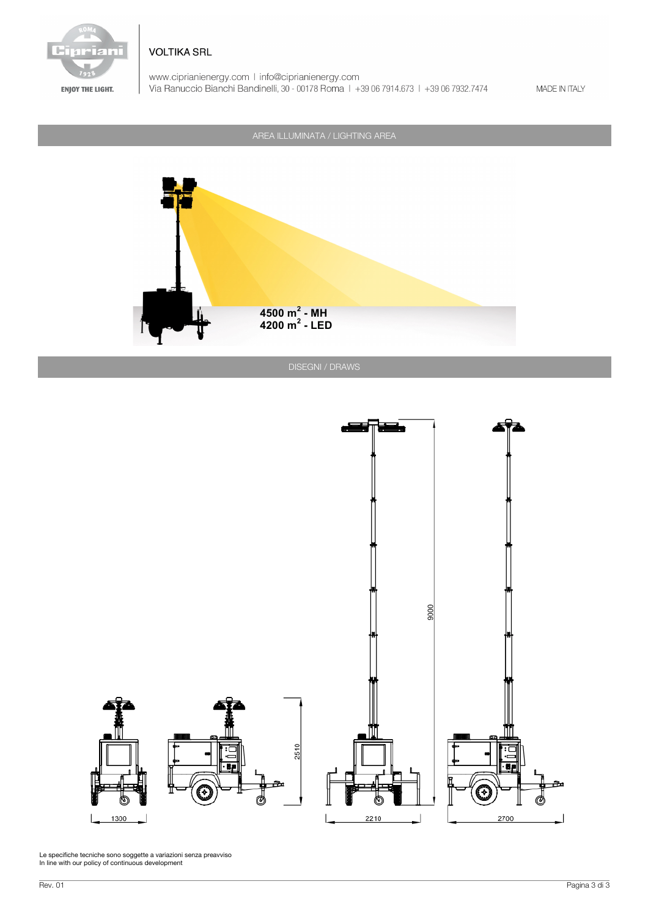## AREA ILLUMINATA / LIGHTING AREA

4500 $m^2$ - MH
4200 $m^2$ - LED

## DISEGNI / DRAWS

1300
2510
2210
9000
2700

Le specifiche tecniche sono soggette a variazioni senza preavviso
In line with our policy of continuous development